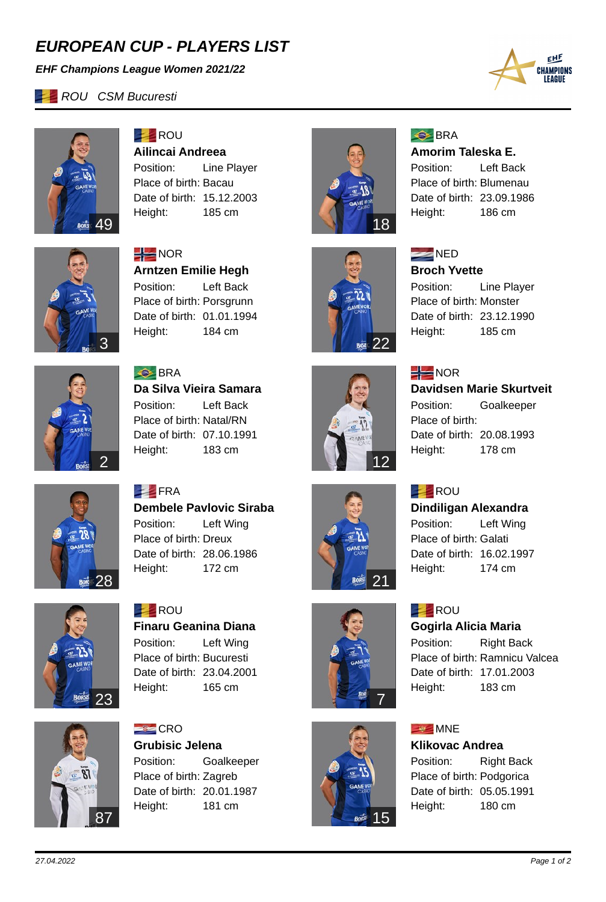# EUROPEAN CUP - PLAYERS LIST

***EHF Champions League Women 2021/22***

*ROU CSM Bucuresti*

---

**49**

ROU
**Ailincai Andreea**
Position: Line Player
Place of birth: Bacau
Date of birth: 15.12.2003
Height: 185 cm

**18**

BRA
**Amorim Taleska E.**
Position: Left Back
Place of birth: Blumenau
Date of birth: 23.09.1986
Height: 186 cm

**3**

NOR
**Arntzen Emilie Hegh**
Position: Left Back
Place of birth: Porsgrunn
Date of birth: 01.01.1994
Height: 184 cm

**22**

NED
**Broch Yvette**
Position: Line Player
Place of birth: Monster
Date of birth: 23.12.1990
Height: 185 cm

**2**

BRA
**Da Silva Vieira Samara**
Position: Left Back
Place of birth: Natal/RN
Date of birth: 07.10.1991
Height: 183 cm

**12**

NOR
**Davidsen Marie Skurtveit**
Position: Goalkeeper
Place of birth:
Date of birth: 20.08.1993
Height: 178 cm

**28**

FRA
**Dembele Pavlovic Siraba**
Position: Left Wing
Place of birth: Dreux
Date of birth: 28.06.1986
Height: 172 cm

**21**

ROU
**Dindiligan Alexandra**
Position: Left Wing
Place of birth: Galati
Date of birth: 16.02.1997
Height: 174 cm

**23**

ROU
**Finaru Geanina Diana**
Position: Left Wing
Place of birth: Bucuresti
Date of birth: 23.04.2001
Height: 165 cm

**7**

ROU
**Gogirla Alicia Maria**
Position: Right Back
Place of birth: Ramnicu Valcea
Date of birth: 17.01.2003
Height: 183 cm

**87**

CRO
**Grubisic Jelena**
Position: Goalkeeper
Place of birth: Zagreb
Date of birth: 20.01.1987
Height: 181 cm

**15**

MNE
**Klikovac Andrea**
Position: Right Back
Place of birth: Podgorica
Date of birth: 05.05.1991
Height: 180 cm

---

*27.04.2022*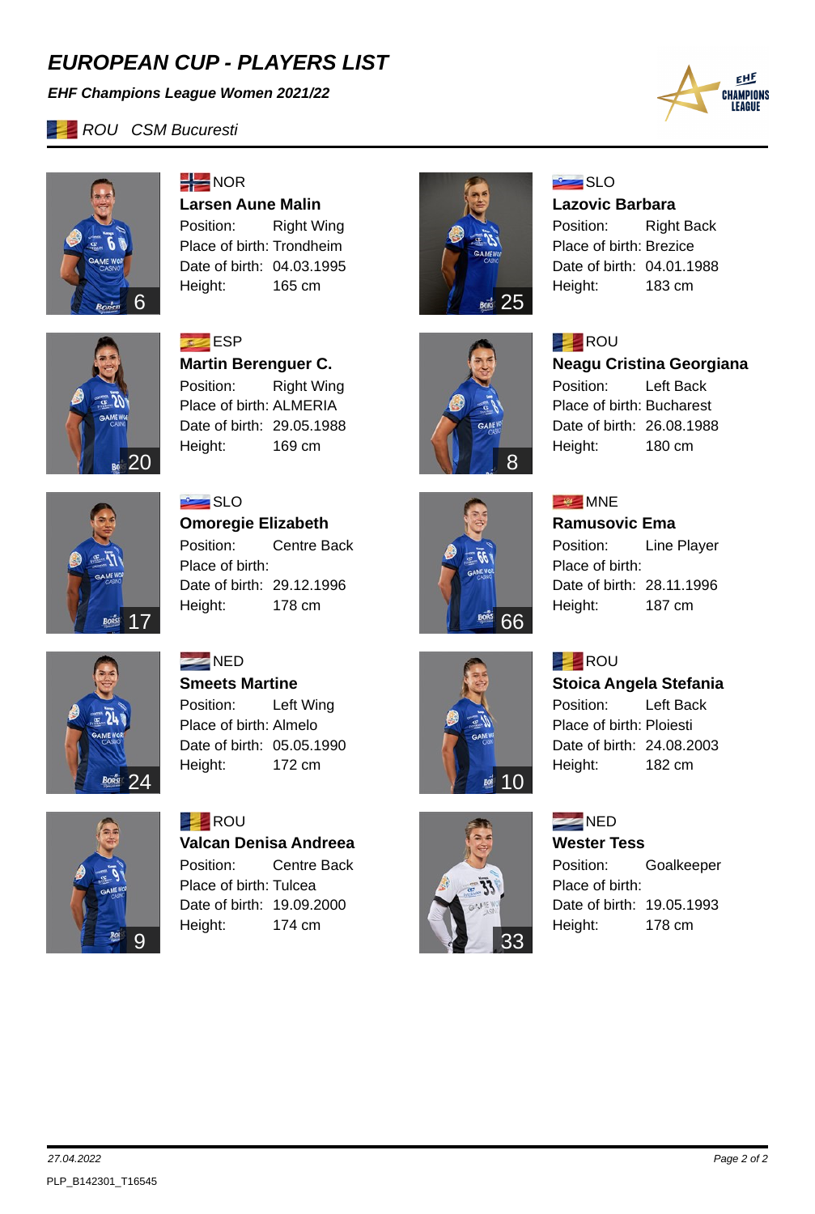# EUROPEAN CUP - PLAYERS LIST

***EHF Champions League Women 2021/22***

*ROU CSM Bucuresti*

6

NOR

**Larsen Aune Malin**

Position: Right Wing
Place of birth: Trondheim
Date of birth: 04.03.1995
Height: 165 cm

25

SLO

**Lazovic Barbara**

Position: Right Back
Place of birth: Brezice
Date of birth: 04.01.1988
Height: 183 cm

20

ESP

**Martin Berenguer C.**

Position: Right Wing
Place of birth: ALMERIA
Date of birth: 29.05.1988
Height: 169 cm

8

ROU

**Neagu Cristina Georgiana**

Position: Left Back
Place of birth: Bucharest
Date of birth: 26.08.1988
Height: 180 cm

17

SLO

**Omoregie Elizabeth**

Position: Centre Back
Place of birth:
Date of birth: 29.12.1996
Height: 178 cm

66

MNE

**Ramusovic Ema**

Position: Line Player
Place of birth:
Date of birth: 28.11.1996
Height: 187 cm

24

NED

**Smeets Martine**

Position: Left Wing
Place of birth: Almelo
Date of birth: 05.05.1990
Height: 172 cm

10

ROU

**Stoica Angela Stefania**

Position: Left Back
Place of birth: Ploiesti
Date of birth: 24.08.2003
Height: 182 cm

9

ROU

**Valcan Denisa Andreea**

Position: Centre Back
Place of birth: Tulcea
Date of birth: 19.09.2000
Height: 174 cm

33

NED

**Wester Tess**

Position: Goalkeeper
Place of birth:
Date of birth: 19.05.1993
Height: 178 cm

*27.04.2022*

PLP_B142301_T16545